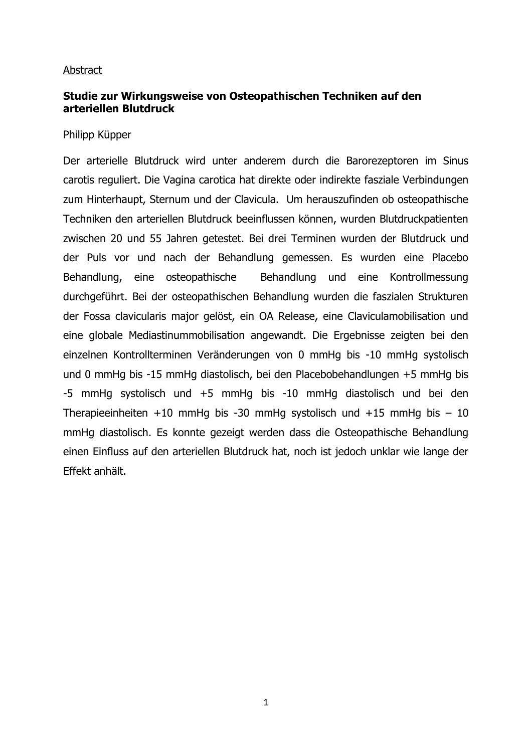Abstract

## Studie zur Wirkungsweise von Osteopathischen Techniken auf den arteriellen Blutdruck

Philipp Küpper

Der arterielle Blutdruck wird unter anderem durch die Barorezeptoren im Sinus carotis reguliert. Die Vagina carotica hat direkte oder indirekte fasziale Verbindungen zum Hinterhaupt, Sternum und der Clavicula. Um herauszufinden ob osteopathische Techniken den arteriellen Blutdruck beeinflussen können, wurden Blutdruckpatienten zwischen 20 und 55 Jahren getestet. Bei drei Terminen wurden der Blutdruck und der Puls vor und nach der Behandlung gemessen. Es wurden eine Placebo Behandlung, eine osteopathische Behandlung und eine Kontrollmessung durchgeführt. Bei der osteopathischen Behandlung wurden die faszialen Strukturen der Fossa clavicularis major gelöst, ein OA Release, eine Claviculamobilisation und eine globale Mediastinummobilisation angewandt. Die Ergebnisse zeigten bei den einzelnen Kontrollterminen Veränderungen von 0 mmHg bis -10 mmHg systolisch und 0 mmHg bis -15 mmHg diastolisch, bei den Placebobehandlungen +5 mmHg bis -5 mmHg systolisch und +5 mmHg bis -10 mmHg diastolisch und bei den Therapieeinheiten +10 mmHg bis -30 mmHg systolisch und +15 mmHg bis – 10 mmHg diastolisch. Es konnte gezeigt werden dass die Osteopathische Behandlung einen Einfluss auf den arteriellen Blutdruck hat, noch ist jedoch unklar wie lange der Effekt anhält.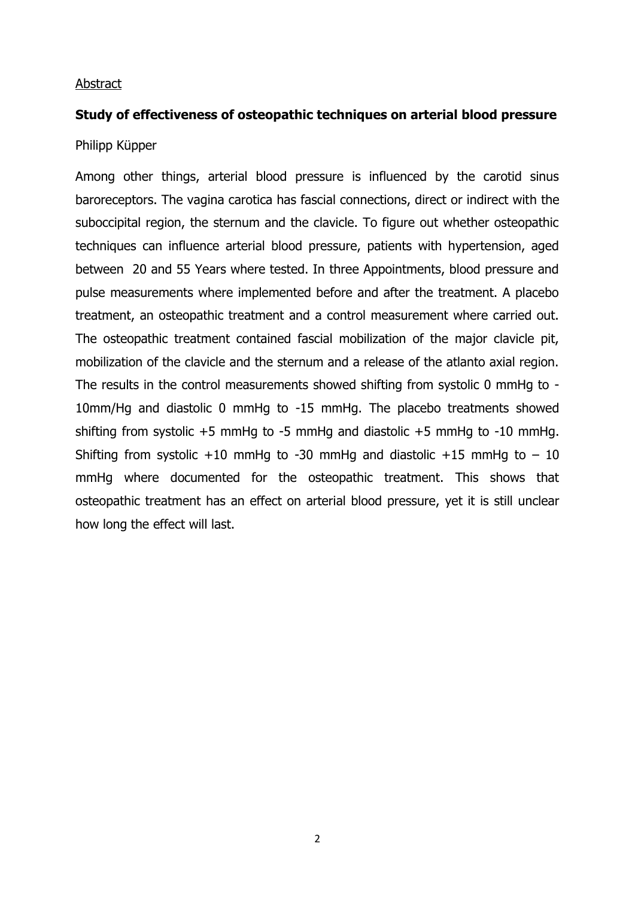Abstract

**Study of effectiveness of osteopathic techniques on arterial blood pressure**

Philipp Küpper

Among other things, arterial blood pressure is influenced by the carotid sinus baroreceptors. The vagina carotica has fascial connections, direct or indirect with the suboccipital region, the sternum and the clavicle. To figure out whether osteopathic techniques can influence arterial blood pressure, patients with hypertension, aged between 20 and 55 Years where tested. In three Appointments, blood pressure and pulse measurements where implemented before and after the treatment. A placebo treatment, an osteopathic treatment and a control measurement where carried out. The osteopathic treatment contained fascial mobilization of the major clavicle pit, mobilization of the clavicle and the sternum and a release of the atlanto axial region. The results in the control measurements showed shifting from systolic 0 mmHg to -10mm/Hg and diastolic 0 mmHg to -15 mmHg. The placebo treatments showed shifting from systolic +5 mmHg to -5 mmHg and diastolic +5 mmHg to -10 mmHg. Shifting from systolic +10 mmHg to -30 mmHg and diastolic +15 mmHg to – 10 mmHg where documented for the osteopathic treatment. This shows that osteopathic treatment has an effect on arterial blood pressure, yet it is still unclear how long the effect will last.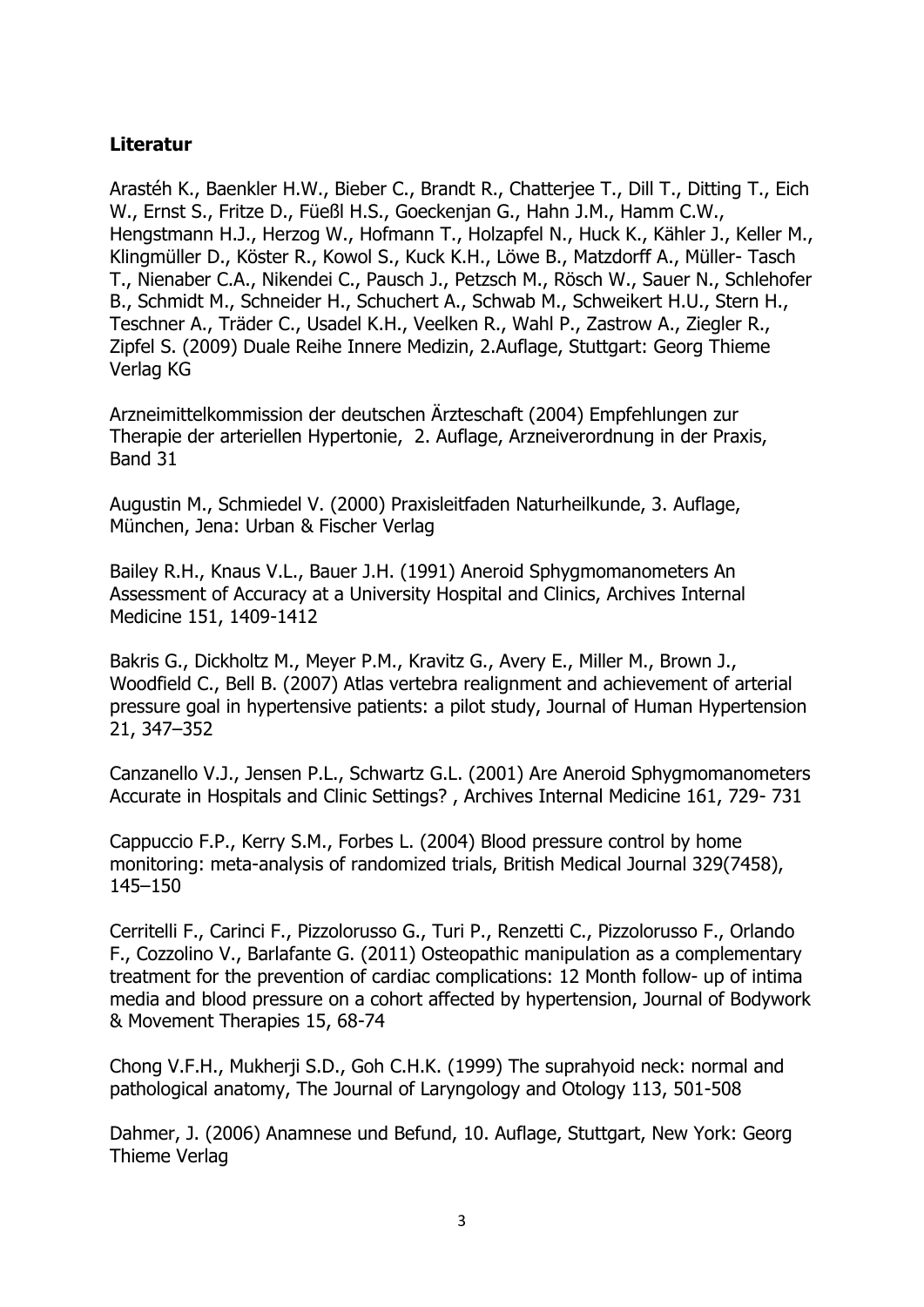**Literatur**

Arastéh K., Baenkler H.W., Bieber C., Brandt R., Chatterjee T., Dill T., Ditting T., Eich W., Ernst S., Fritze D., Füeßl H.S., Goeckenjan G., Hahn J.M., Hamm C.W., Hengstmann H.J., Herzog W., Hofmann T., Holzapfel N., Huck K., Kähler J., Keller M., Klingmüller D., Köster R., Kowol S., Kuck K.H., Löwe B., Matzdorff A., Müller- Tasch T., Nienaber C.A., Nikendei C., Pausch J., Petzsch M., Rösch W., Sauer N., Schlehofer B., Schmidt M., Schneider H., Schuchert A., Schwab M., Schweikert H.U., Stern H., Teschner A., Träder C., Usadel K.H., Veelken R., Wahl P., Zastrow A., Ziegler R., Zipfel S. (2009) Duale Reihe Innere Medizin, 2.Auflage, Stuttgart: Georg Thieme Verlag KG

Arzneimittelkommission der deutschen Ärzteschaft (2004) Empfehlungen zur Therapie der arteriellen Hypertonie, 2. Auflage, Arzneiverordnung in der Praxis, Band 31

Augustin M., Schmiedel V. (2000) Praxisleitfaden Naturheilkunde, 3. Auflage, München, Jena: Urban & Fischer Verlag

Bailey R.H., Knaus V.L., Bauer J.H. (1991) Aneroid Sphygmomanometers An Assessment of Accuracy at a University Hospital and Clinics, Archives Internal Medicine 151, 1409-1412

Bakris G., Dickholtz M., Meyer P.M., Kravitz G., Avery E., Miller M., Brown J., Woodfield C., Bell B. (2007) Atlas vertebra realignment and achievement of arterial pressure goal in hypertensive patients: a pilot study, Journal of Human Hypertension 21, 347–352

Canzanello V.J., Jensen P.L., Schwartz G.L. (2001) Are Aneroid Sphygmomanometers Accurate in Hospitals and Clinic Settings? , Archives Internal Medicine 161, 729- 731

Cappuccio F.P., Kerry S.M., Forbes L. (2004) Blood pressure control by home monitoring: meta-analysis of randomized trials, British Medical Journal 329(7458), 145–150

Cerritelli F., Carinci F., Pizzolorusso G., Turi P., Renzetti C., Pizzolorusso F., Orlando F., Cozzolino V., Barlafante G. (2011) Osteopathic manipulation as a complementary treatment for the prevention of cardiac complications: 12 Month follow- up of intima media and blood pressure on a cohort affected by hypertension, Journal of Bodywork & Movement Therapies 15, 68-74

Chong V.F.H., Mukherji S.D., Goh C.H.K. (1999) The suprahyoid neck: normal and pathological anatomy, The Journal of Laryngology and Otology 113, 501-508

Dahmer, J. (2006) Anamnese und Befund, 10. Auflage, Stuttgart, New York: Georg Thieme Verlag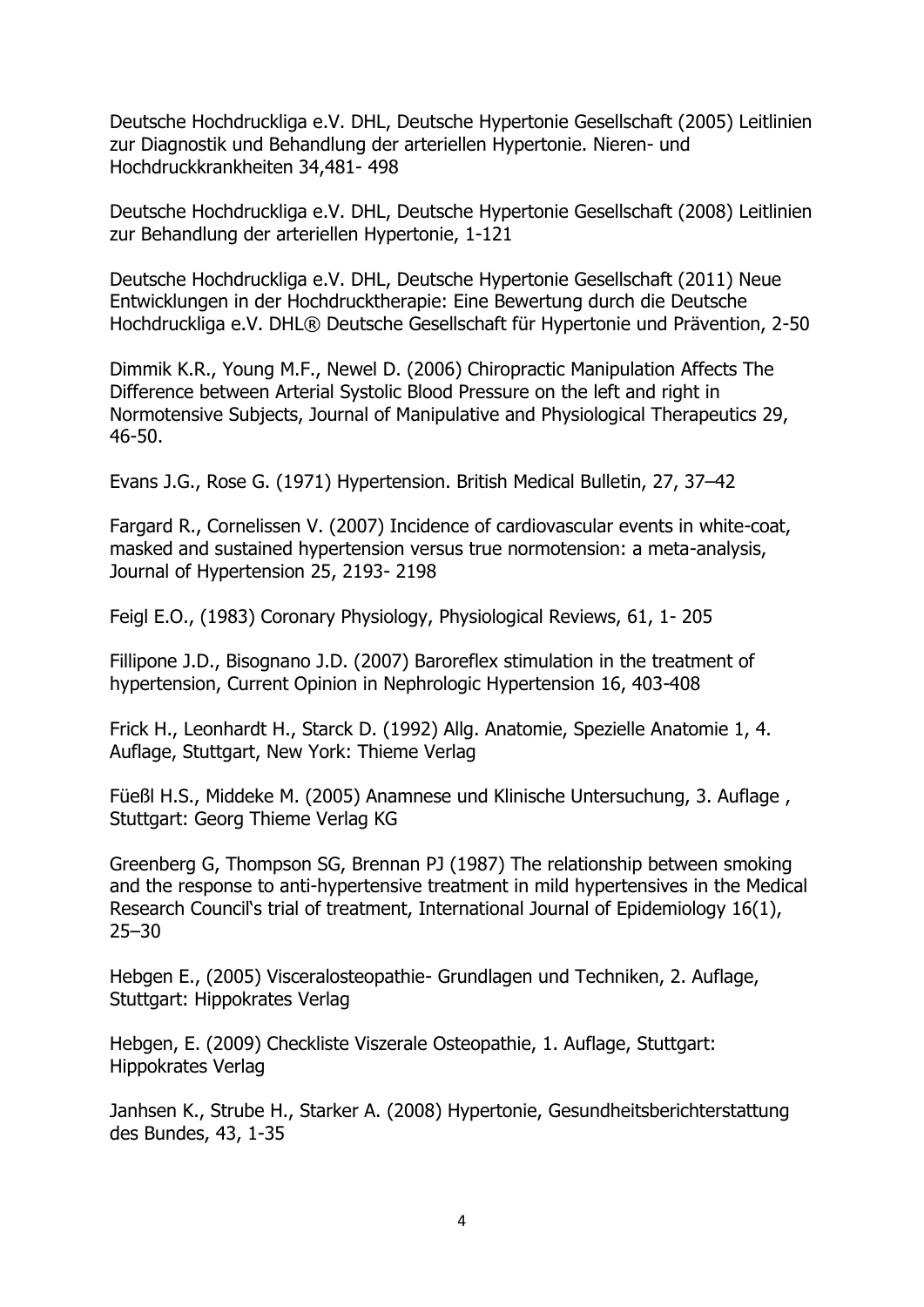Deutsche Hochdruckliga e.V. DHL, Deutsche Hypertonie Gesellschaft (2005) Leitlinien zur Diagnostik und Behandlung der arteriellen Hypertonie. Nieren- und Hochdruckkrankheiten 34,481- 498

Deutsche Hochdruckliga e.V. DHL, Deutsche Hypertonie Gesellschaft (2008) Leitlinien zur Behandlung der arteriellen Hypertonie, 1-121

Deutsche Hochdruckliga e.V. DHL, Deutsche Hypertonie Gesellschaft (2011) Neue Entwicklungen in der Hochdrucktherapie: Eine Bewertung durch die Deutsche Hochdruckliga e.V. DHL® Deutsche Gesellschaft für Hypertonie und Prävention, 2-50

Dimmik K.R., Young M.F., Newel D. (2006) Chiropractic Manipulation Affects The Difference between Arterial Systolic Blood Pressure on the left and right in Normotensive Subjects, Journal of Manipulative and Physiological Therapeutics 29, 46-50.

Evans J.G., Rose G. (1971) Hypertension. British Medical Bulletin, 27, 37–42

Fargard R., Cornelissen V. (2007) Incidence of cardiovascular events in white-coat, masked and sustained hypertension versus true normotension: a meta-analysis, Journal of Hypertension 25, 2193- 2198

Feigl E.O., (1983) Coronary Physiology, Physiological Reviews, 61, 1- 205

Fillipone J.D., Bisognano J.D. (2007) Baroreflex stimulation in the treatment of hypertension, Current Opinion in Nephrologic Hypertension 16, 403-408

Frick H., Leonhardt H., Starck D. (1992) Allg. Anatomie, Spezielle Anatomie 1, 4. Auflage, Stuttgart, New York: Thieme Verlag

Füeßl H.S., Middeke M. (2005) Anamnese und Klinische Untersuchung, 3. Auflage , Stuttgart: Georg Thieme Verlag KG

Greenberg G, Thompson SG, Brennan PJ (1987) The relationship between smoking and the response to anti-hypertensive treatment in mild hypertensives in the Medical Research Council‛s trial of treatment, International Journal of Epidemiology 16(1), 25–30

Hebgen E., (2005) Visceralosteopathie- Grundlagen und Techniken, 2. Auflage, Stuttgart: Hippokrates Verlag

Hebgen, E. (2009) Checkliste Viszerale Osteopathie, 1. Auflage, Stuttgart: Hippokrates Verlag

Janhsen K., Strube H., Starker A. (2008) Hypertonie, Gesundheitsberichterstattung des Bundes, 43, 1-35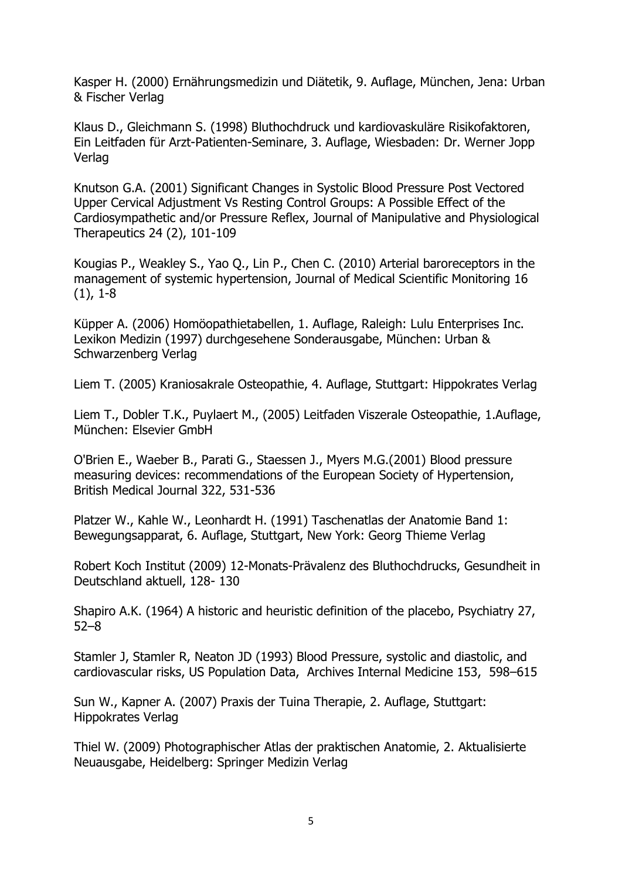Kasper H. (2000) Ernährungsmedizin und Diätetik, 9. Auflage, München, Jena: Urban & Fischer Verlag

Klaus D., Gleichmann S. (1998) Bluthochdruck und kardiovaskuläre Risikofaktoren, Ein Leitfaden für Arzt-Patienten-Seminare, 3. Auflage, Wiesbaden: Dr. Werner Jopp Verlag

Knutson G.A. (2001) Significant Changes in Systolic Blood Pressure Post Vectored Upper Cervical Adjustment Vs Resting Control Groups: A Possible Effect of the Cardiosympathetic and/or Pressure Reflex, Journal of Manipulative and Physiological Therapeutics 24 (2), 101-109

Kougias P., Weakley S., Yao Q., Lin P., Chen C. (2010) Arterial baroreceptors in the management of systemic hypertension, Journal of Medical Scientific Monitoring 16 (1), 1-8

Küpper A. (2006) Homöopathietabellen, 1. Auflage, Raleigh: Lulu Enterprises Inc.
Lexikon Medizin (1997) durchgesehene Sonderausgabe, München: Urban & Schwarzenberg Verlag

Liem T. (2005) Kraniosakrale Osteopathie, 4. Auflage, Stuttgart: Hippokrates Verlag

Liem T., Dobler T.K., Puylaert M., (2005) Leitfaden Viszerale Osteopathie, 1.Auflage, München: Elsevier GmbH

O'Brien E., Waeber B., Parati G., Staessen J., Myers M.G.(2001) Blood pressure measuring devices: recommendations of the European Society of Hypertension, British Medical Journal 322, 531-536

Platzer W., Kahle W., Leonhardt H. (1991) Taschenatlas der Anatomie Band 1: Bewegungsapparat, 6. Auflage, Stuttgart, New York: Georg Thieme Verlag

Robert Koch Institut (2009) 12-Monats-Prävalenz des Bluthochdrucks, Gesundheit in Deutschland aktuell, 128- 130

Shapiro A.K. (1964) A historic and heuristic definition of the placebo, Psychiatry 27, 52–8

Stamler J, Stamler R, Neaton JD (1993) Blood Pressure, systolic and diastolic, and cardiovascular risks, US Population Data, Archives Internal Medicine 153, 598–615

Sun W., Kapner A. (2007) Praxis der Tuina Therapie, 2. Auflage, Stuttgart: Hippokrates Verlag

Thiel W. (2009) Photographischer Atlas der praktischen Anatomie, 2. Aktualisierte Neuausgabe, Heidelberg: Springer Medizin Verlag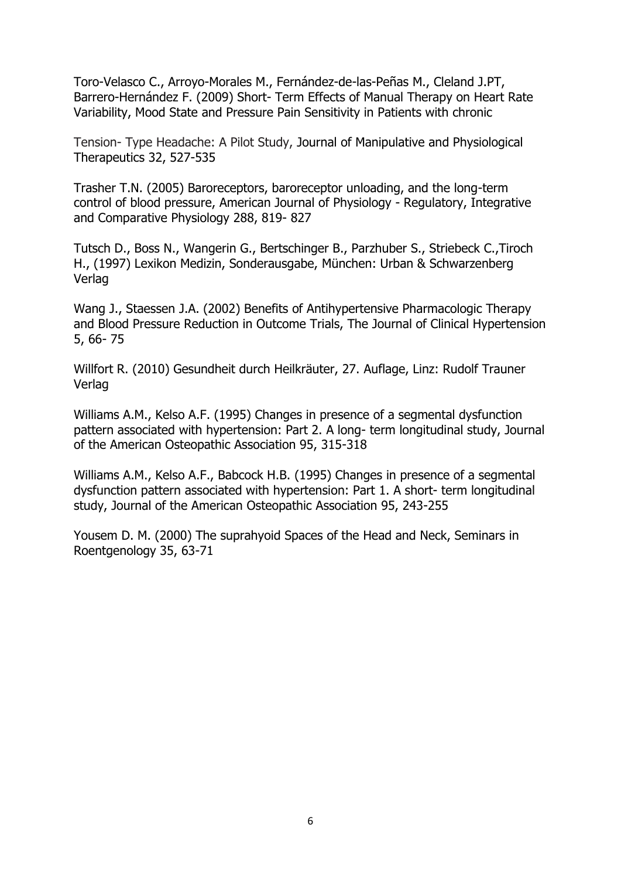Toro-Velasco C., Arroyo-Morales M., Fernández-de-las-Peñas M., Cleland J.PT, Barrero-Hernández F. (2009) Short- Term Effects of Manual Therapy on Heart Rate Variability, Mood State and Pressure Pain Sensitivity in Patients with chronic Tension- Type Headache: A Pilot Study, Journal of Manipulative and Physiological Therapeutics 32, 527-535

Trasher T.N. (2005) Baroreceptors, baroreceptor unloading, and the long-term control of blood pressure, American Journal of Physiology - Regulatory, Integrative and Comparative Physiology 288, 819- 827

Tutsch D., Boss N., Wangerin G., Bertschinger B., Parzhuber S., Striebeck C.,Tiroch H., (1997) Lexikon Medizin, Sonderausgabe, München: Urban & Schwarzenberg Verlag

Wang J., Staessen J.A. (2002) Benefits of Antihypertensive Pharmacologic Therapy and Blood Pressure Reduction in Outcome Trials, The Journal of Clinical Hypertension 5, 66- 75

Willfort R. (2010) Gesundheit durch Heilkräuter, 27. Auflage, Linz: Rudolf Trauner Verlag

Williams A.M., Kelso A.F. (1995) Changes in presence of a segmental dysfunction pattern associated with hypertension: Part 2. A long- term longitudinal study, Journal of the American Osteopathic Association 95, 315-318

Williams A.M., Kelso A.F., Babcock H.B. (1995) Changes in presence of a segmental dysfunction pattern associated with hypertension: Part 1. A short- term longitudinal study, Journal of the American Osteopathic Association 95, 243-255

Yousem D. M. (2000) The suprahyoid Spaces of the Head and Neck, Seminars in Roentgenology 35, 63-71